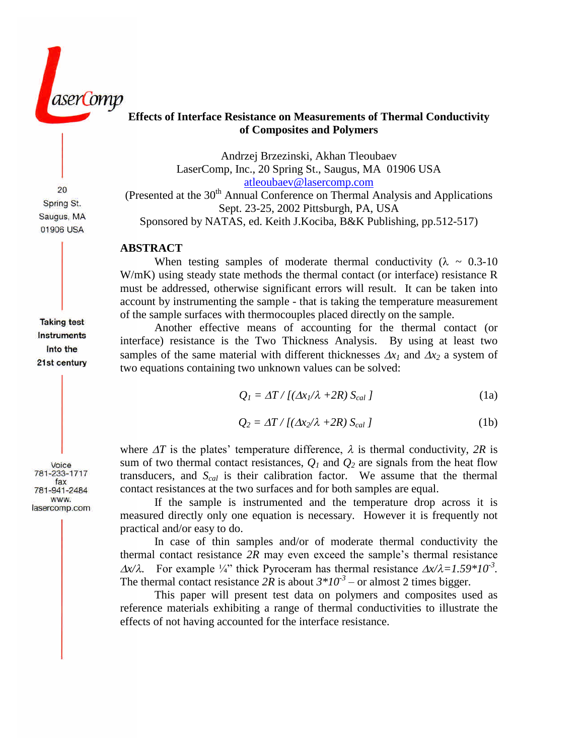# Effects of Interface Resistance on Measurements of Thermal Conductivity of Composites and Polymers

Andrzej Brzezinski, Akhan Tleoubaev
LaserComp, Inc., 20 Spring St., Saugus, MA 01906 USA
atleoubaev@lasercomp.com
(Presented at the 30th Annual Conference on Thermal Analysis and Applications
Sept. 23-25, 2002 Pittsburgh, PA, USA
Sponsored by NATAS, ed. Keith J.Kociba, B&K Publishing, pp.512-517)

20 Spring St.
Saugus, MA
01906 USA

Taking test Instruments Into the 21st century

Voice 781-233-1717
fax 781-941-2484
www.lasercomp.com

## ABSTRACT

When testing samples of moderate thermal conductivity ($\lambda$ ~ 0.3-10 W/mK) using steady state methods the thermal contact (or interface) resistance R must be addressed, otherwise significant errors will result. It can be taken into account by instrumenting the sample - that is taking the temperature measurement of the sample surfaces with thermocouples placed directly on the sample.

Another effective means of accounting for the thermal contact (or interface) resistance is the Two Thickness Analysis. By using at least two samples of the same material with different thicknesses $\Delta x_1$ and $\Delta x_2$ a system of two equations containing two unknown values can be solved:

$$Q_1 = \Delta T / [(\Delta x_1/\lambda + 2R)\, S_{cal}\,] \tag{1a}$$

$$Q_2 = \Delta T / [(\Delta x_2/\lambda + 2R)\, S_{cal}\,] \tag{1b}$$

where $\Delta T$ is the plates' temperature difference, $\lambda$ is thermal conductivity, $2R$ is sum of two thermal contact resistances, $Q_1$ and $Q_2$ are signals from the heat flow transducers, and $S_{cal}$ is their calibration factor. We assume that the thermal contact resistances at the two surfaces and for both samples are equal.

If the sample is instrumented and the temperature drop across it is measured directly only one equation is necessary. However it is frequently not practical and/or easy to do.

In case of thin samples and/or of moderate thermal conductivity the thermal contact resistance $2R$ may even exceed the sample's thermal resistance $\Delta x/\lambda$. For example ¼" thick Pyroceram has thermal resistance $\Delta x/\lambda = 1.59*10^{-3}$. The thermal contact resistance $2R$ is about $3*10^{-3}$ – or almost 2 times bigger.

This paper will present test data on polymers and composites used as reference materials exhibiting a range of thermal conductivities to illustrate the effects of not having accounted for the interface resistance.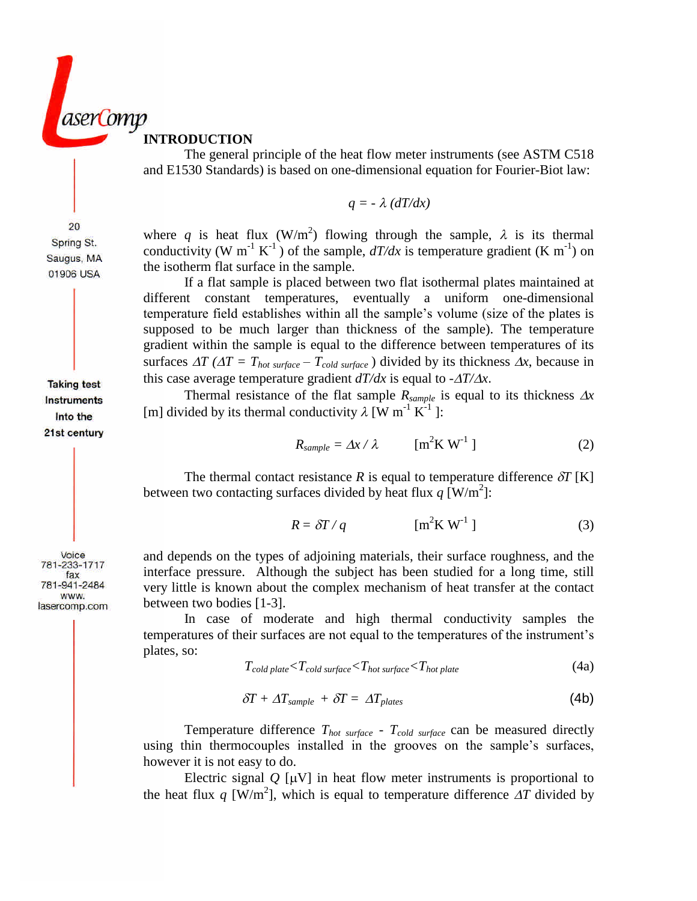## INTRODUCTION

The general principle of the heat flow meter instruments (see ASTM C518 and E1530 Standards) is based on one-dimensional equation for Fourier-Biot law:

$$q = - \lambda \, (dT/dx)$$

where $q$ is heat flux (W/m$^2$) flowing through the sample, $\lambda$ is its thermal conductivity (W m$^{-1}$ K$^{-1}$) of the sample, $dT/dx$ is temperature gradient (K m$^{-1}$) on the isotherm flat surface in the sample.

If a flat sample is placed between two flat isothermal plates maintained at different constant temperatures, eventually a uniform one-dimensional temperature field establishes within all the sample's volume (size of the plates is supposed to be much larger than thickness of the sample). The temperature gradient within the sample is equal to the difference between temperatures of its surfaces $\Delta T$ ($\Delta T = T_{hot\ surface} - T_{cold\ surface}$) divided by its thickness $\Delta x$, because in this case average temperature gradient $dT/dx$ is equal to $-\Delta T/\Delta x$.

Thermal resistance of the flat sample $R_{sample}$ is equal to its thickness $\Delta x$ [m] divided by its thermal conductivity $\lambda$ [W m$^{-1}$ K$^{-1}$ ]:

$$R_{sample} = \Delta x / \lambda \qquad [\mathrm{m^2 K\ W^{-1}}] \tag{2}$$

The thermal contact resistance $R$ is equal to temperature difference $\delta T$ [K] between two contacting surfaces divided by heat flux $q$ [W/m$^2$]:

$$R = \delta T / q \qquad [\mathrm{m^2 K\ W^{-1}}] \tag{3}$$

and depends on the types of adjoining materials, their surface roughness, and the interface pressure. Although the subject has been studied for a long time, still very little is known about the complex mechanism of heat transfer at the contact between two bodies [1-3].

In case of moderate and high thermal conductivity samples the temperatures of their surfaces are not equal to the temperatures of the instrument's plates, so:

$$T_{cold\ plate} < T_{cold\ surface} < T_{hot\ surface} < T_{hot\ plate} \tag{4a}$$

$$\delta T + \Delta T_{sample} + \delta T = \Delta T_{plates} \tag{4b}$$

Temperature difference $T_{hot\ surface} - T_{cold\ surface}$ can be measured directly using thin thermocouples installed in the grooves on the sample's surfaces, however it is not easy to do.

Electric signal $Q$ [μV] in heat flow meter instruments is proportional to the heat flux $q$ [W/m$^2$], which is equal to temperature difference $\Delta T$ divided by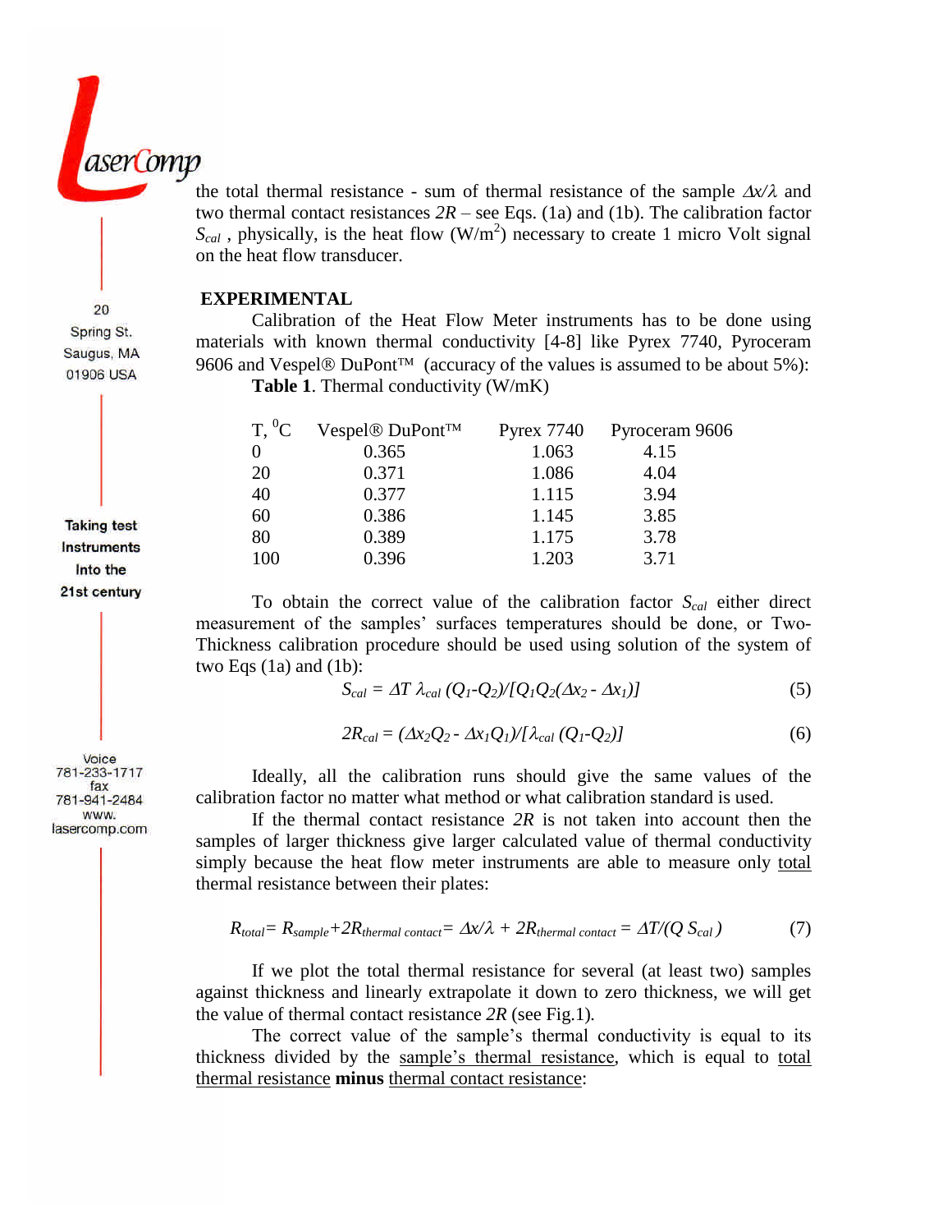the total thermal resistance - sum of thermal resistance of the sample $\Delta x/\lambda$ and two thermal contact resistances $2R$ – see Eqs. (1a) and (1b). The calibration factor $S_{cal}$ , physically, is the heat flow (W/m$^2$) necessary to create 1 micro Volt signal on the heat flow transducer.

## EXPERIMENTAL

Calibration of the Heat Flow Meter instruments has to be done using materials with known thermal conductivity [4-8] like Pyrex 7740, Pyroceram 9606 and Vespel® DuPont™ (accuracy of the values is assumed to be about 5%):

**Table 1**. Thermal conductivity (W/mK)

| T, $^0$C | Vespel® DuPont™ | Pyrex 7740 | Pyroceram 9606 |
|---|---|---|---|
| 0 | 0.365 | 1.063 | 4.15 |
| 20 | 0.371 | 1.086 | 4.04 |
| 40 | 0.377 | 1.115 | 3.94 |
| 60 | 0.386 | 1.145 | 3.85 |
| 80 | 0.389 | 1.175 | 3.78 |
| 100 | 0.396 | 1.203 | 3.71 |

To obtain the correct value of the calibration factor $S_{cal}$ either direct measurement of the samples' surfaces temperatures should be done, or Two-Thickness calibration procedure should be used using solution of the system of two Eqs (1a) and (1b):

$$S_{cal} = \Delta T\, \lambda_{cal}\, (Q_1 - Q_2)/[Q_1 Q_2 (\Delta x_2 - \Delta x_1)] \tag{5}$$

$$2R_{cal} = (\Delta x_2 Q_2 - \Delta x_1 Q_1)/[\lambda_{cal}\, (Q_1 - Q_2)] \tag{6}$$

Ideally, all the calibration runs should give the same values of the calibration factor no matter what method or what calibration standard is used.

If the thermal contact resistance $2R$ is not taken into account then the samples of larger thickness give larger calculated value of thermal conductivity simply because the heat flow meter instruments are able to measure only total thermal resistance between their plates:

$$R_{total} = R_{sample} + 2R_{thermal\ contact} = \Delta x/\lambda + 2R_{thermal\ contact} = \Delta T/(Q\, S_{cal}) \tag{7}$$

If we plot the total thermal resistance for several (at least two) samples against thickness and linearly extrapolate it down to zero thickness, we will get the value of thermal contact resistance $2R$ (see Fig.1).

The correct value of the sample's thermal conductivity is equal to its thickness divided by the sample's thermal resistance, which is equal to total thermal resistance **minus** thermal contact resistance: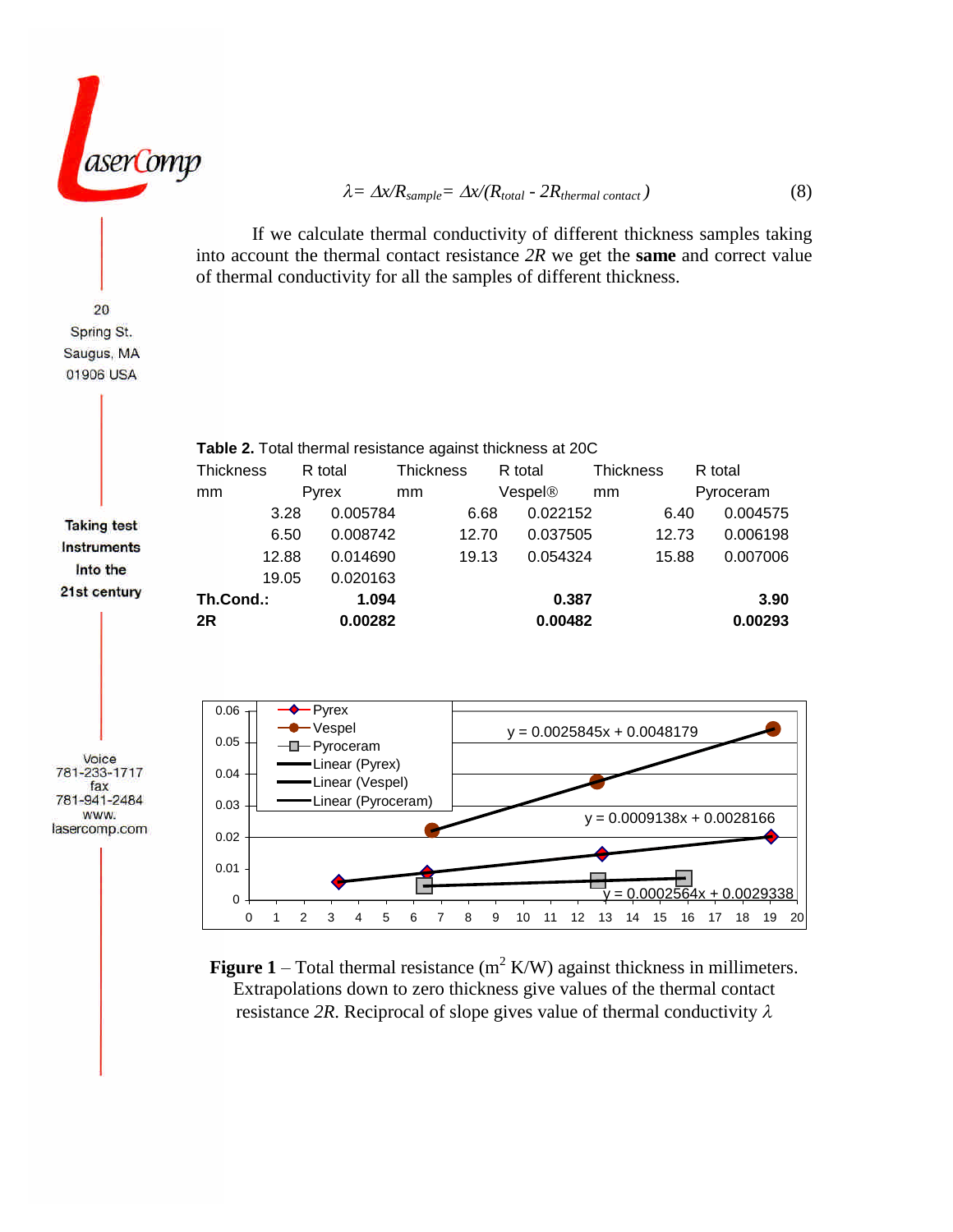$$\lambda = \Delta x / R_{sample} = \Delta x / (R_{total} - 2R_{thermal\ contact}) \tag{8}$$

If we calculate thermal conductivity of different thickness samples taking into account the thermal contact resistance $2R$ we get the **same** and correct value of thermal conductivity for all the samples of different thickness.

**Table 2.** Total thermal resistance against thickness at 20C

| Thickness mm | R total Pyrex | Thickness mm | R total Vespel® | Thickness mm | R total Pyroceram |
|---|---|---|---|---|---|
| 3.28 | 0.005784 | 6.68 | 0.022152 | 6.40 | 0.004575 |
| 6.50 | 0.008742 | 12.70 | 0.037505 | 12.73 | 0.006198 |
| 12.88 | 0.014690 | 19.13 | 0.054324 | 15.88 | 0.007006 |
| 19.05 | 0.020163 | | | | |
| **Th.Cond.:** | **1.094** | | **0.387** | | **3.90** |
| **2R** | **0.00282** | | **0.00482** | | **0.00293** |

**Figure 1** – Total thermal resistance ($m^2$ K/W) against thickness in millimeters. Extrapolations down to zero thickness give values of the thermal contact resistance *2R*. Reciprocal of slope gives value of thermal conductivity $\lambda$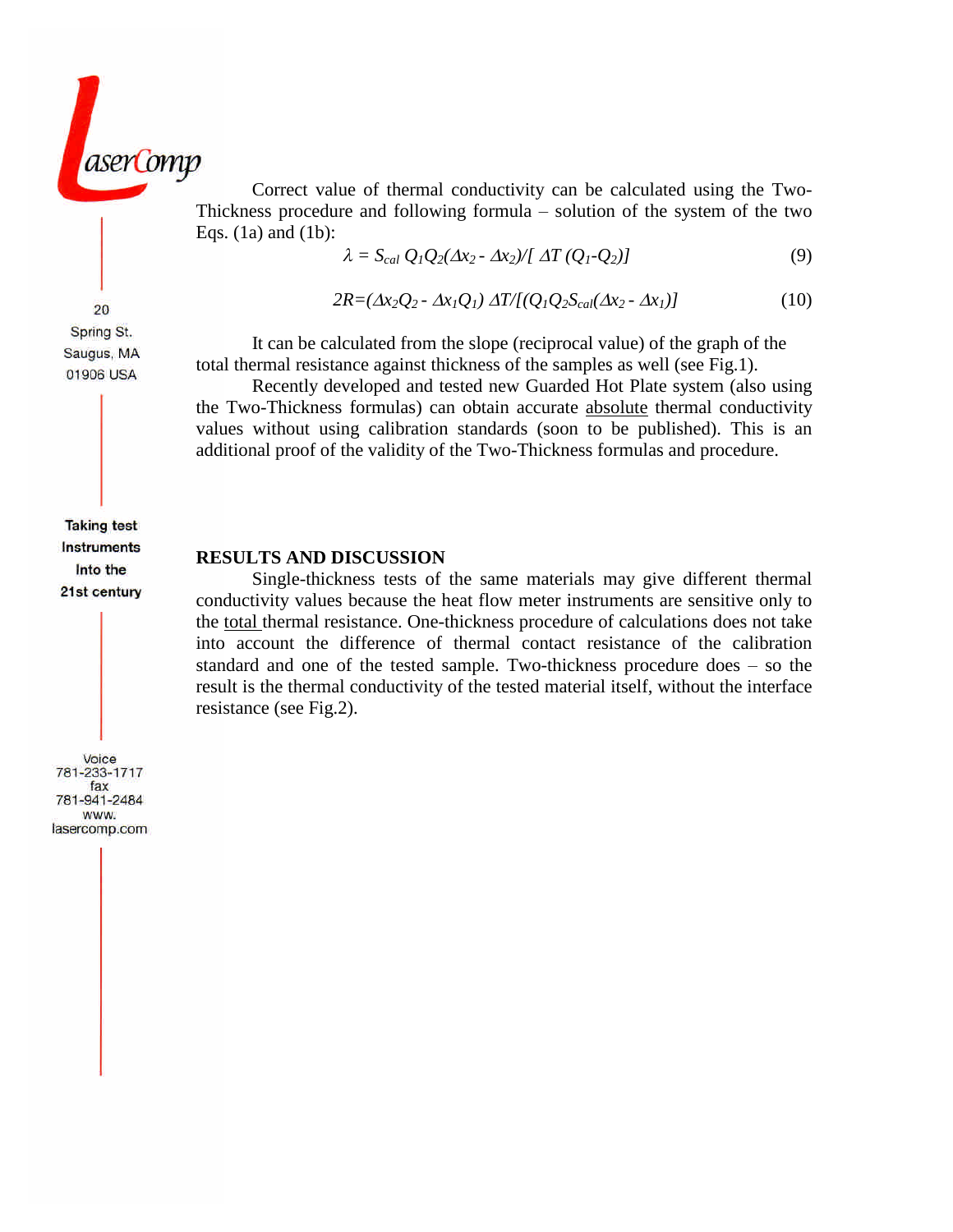Correct value of thermal conductivity can be calculated using the Two-Thickness procedure and following formula – solution of the system of the two Eqs. (1a) and (1b):

$$\lambda = S_{cal}\, Q_1 Q_2 (\Delta x_2 - \Delta x_2) / [\, \Delta T\, (Q_1 - Q_2)] \tag{9}$$

$$2R = (\Delta x_2 Q_2 - \Delta x_1 Q_1)\, \Delta T / [(Q_1 Q_2 S_{cal} (\Delta x_2 - \Delta x_1)] \tag{10}$$

It can be calculated from the slope (reciprocal value) of the graph of the total thermal resistance against thickness of the samples as well (see Fig.1).

Recently developed and tested new Guarded Hot Plate system (also using the Two-Thickness formulas) can obtain accurate absolute thermal conductivity values without using calibration standards (soon to be published). This is an additional proof of the validity of the Two-Thickness formulas and procedure.

## RESULTS AND DISCUSSION

Single-thickness tests of the same materials may give different thermal conductivity values because the heat flow meter instruments are sensitive only to the total thermal resistance. One-thickness procedure of calculations does not take into account the difference of thermal contact resistance of the calibration standard and one of the tested sample. Two-thickness procedure does – so the result is the thermal conductivity of the tested material itself, without the interface resistance (see Fig.2).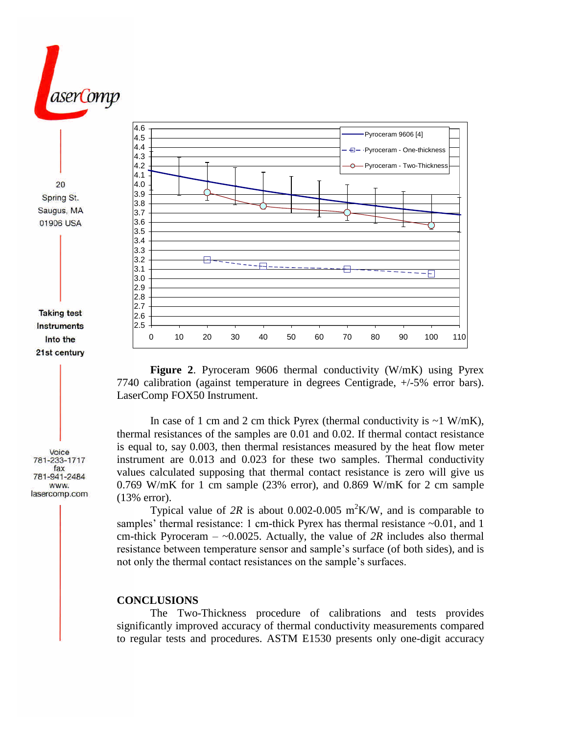**Figure 2**. Pyroceram 9606 thermal conductivity (W/mK) using Pyrex 7740 calibration (against temperature in degrees Centigrade, +/-5% error bars). LaserComp FOX50 Instrument.

In case of 1 cm and 2 cm thick Pyrex (thermal conductivity is ~1 W/mK), thermal resistances of the samples are 0.01 and 0.02. If thermal contact resistance is equal to, say 0.003, then thermal resistances measured by the heat flow meter instrument are 0.013 and 0.023 for these two samples. Thermal conductivity values calculated supposing that thermal contact resistance is zero will give us 0.769 W/mK for 1 cm sample (23% error), and 0.869 W/mK for 2 cm sample (13% error).

Typical value of $2R$ is about 0.002-0.005 $m^2K/W$, and is comparable to samples' thermal resistance: 1 cm-thick Pyrex has thermal resistance ~0.01, and 1 cm-thick Pyroceram – ~0.0025. Actually, the value of $2R$ includes also thermal resistance between temperature sensor and sample's surface (of both sides), and is not only the thermal contact resistances on the sample's surfaces.

## CONCLUSIONS

The Two-Thickness procedure of calibrations and tests provides significantly improved accuracy of thermal conductivity measurements compared to regular tests and procedures. ASTM E1530 presents only one-digit accuracy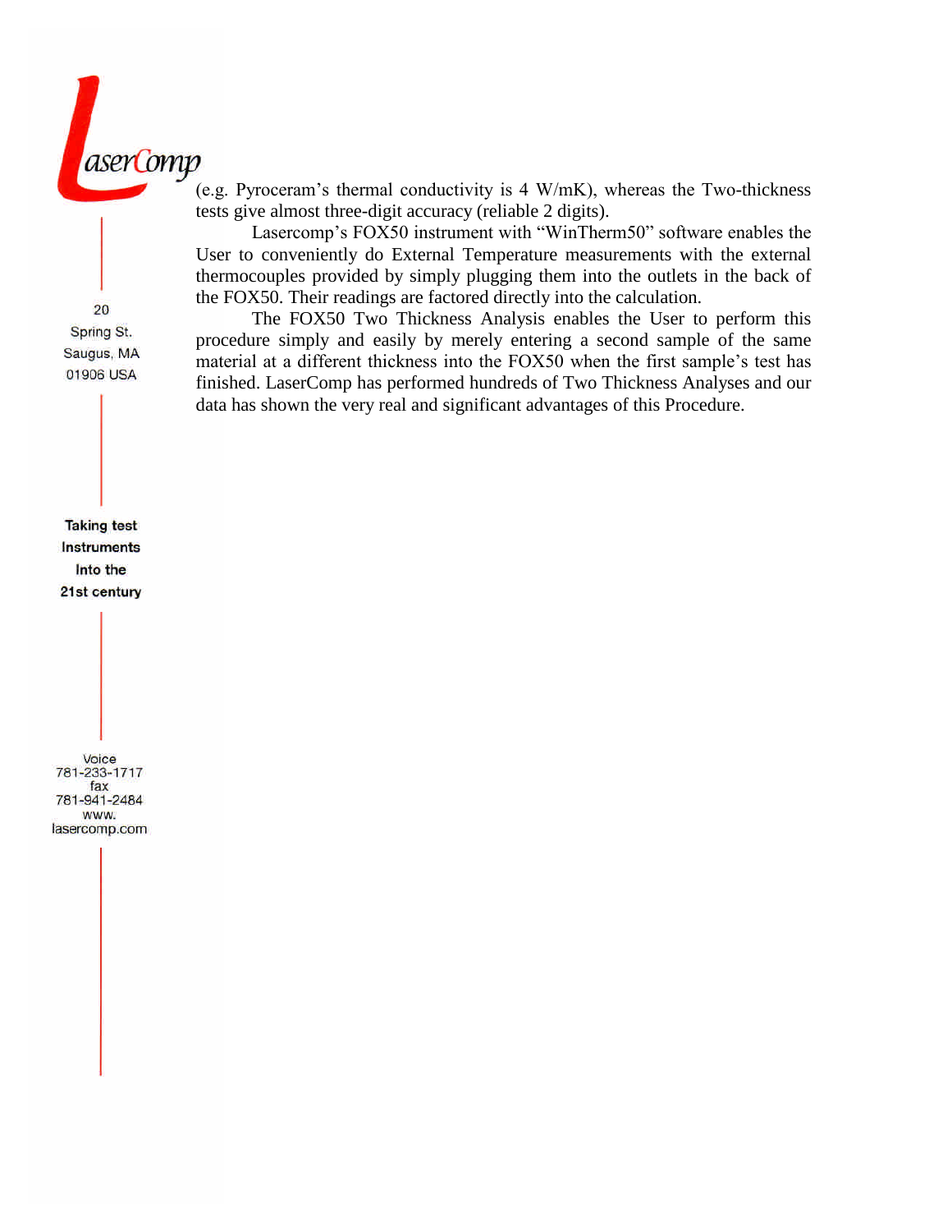(e.g. Pyroceram's thermal conductivity is 4 W/mK), whereas the Two-thickness tests give almost three-digit accuracy (reliable 2 digits).

Lasercomp's FOX50 instrument with "WinTherm50" software enables the User to conveniently do External Temperature measurements with the external thermocouples provided by simply plugging them into the outlets in the back of the FOX50. Their readings are factored directly into the calculation.

The FOX50 Two Thickness Analysis enables the User to perform this procedure simply and easily by merely entering a second sample of the same material at a different thickness into the FOX50 when the first sample's test has finished. LaserComp has performed hundreds of Two Thickness Analyses and our data has shown the very real and significant advantages of this Procedure.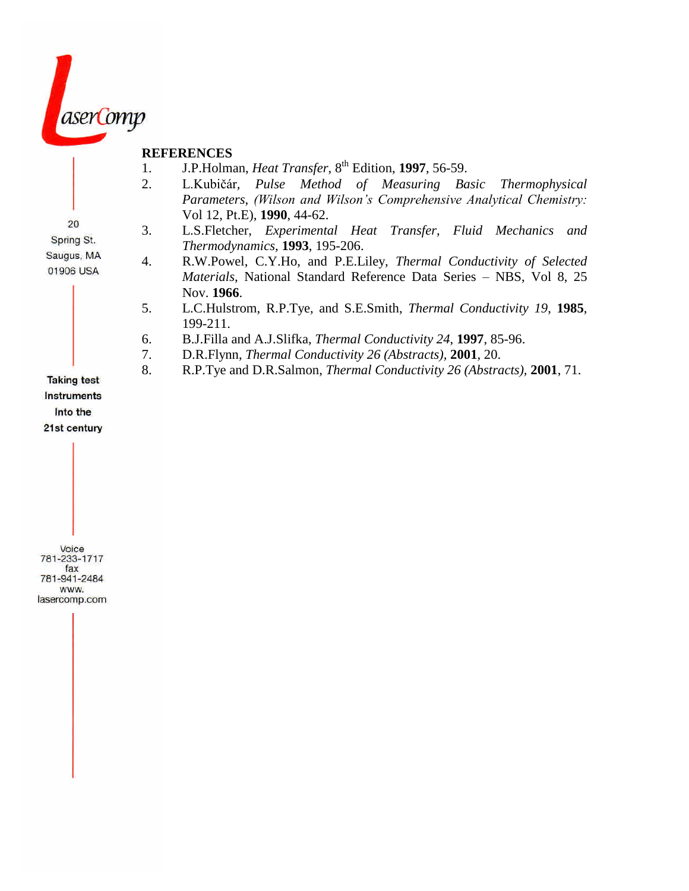## REFERENCES

1. J.P.Holman, *Heat Transfer*, 8th Edition, **1997**, 56-59.
2. L.Kubičár, *Pulse Method of Measuring Basic Thermophysical Parameters*, *(Wilson and Wilson's Comprehensive Analytical Chemistry:* Vol 12, Pt.E), **1990**, 44-62.
3. L.S.Fletcher, *Experimental Heat Transfer, Fluid Mechanics and Thermodynamics*, **1993**, 195-206.
4. R.W.Powel, C.Y.Ho, and P.E.Liley, *Thermal Conductivity of Selected Materials*, National Standard Reference Data Series – NBS, Vol 8, 25 Nov. **1966**.
5. L.C.Hulstrom, R.P.Tye, and S.E.Smith, *Thermal Conductivity 19*, **1985**, 199-211.
6. B.J.Filla and A.J.Slifka, *Thermal Conductivity 24*, **1997**, 85-96.
7. D.R.Flynn, *Thermal Conductivity 26 (Abstracts)*, **2001**, 20.
8. R.P.Tye and D.R.Salmon, *Thermal Conductivity 26 (Abstracts)*, **2001**, 71.